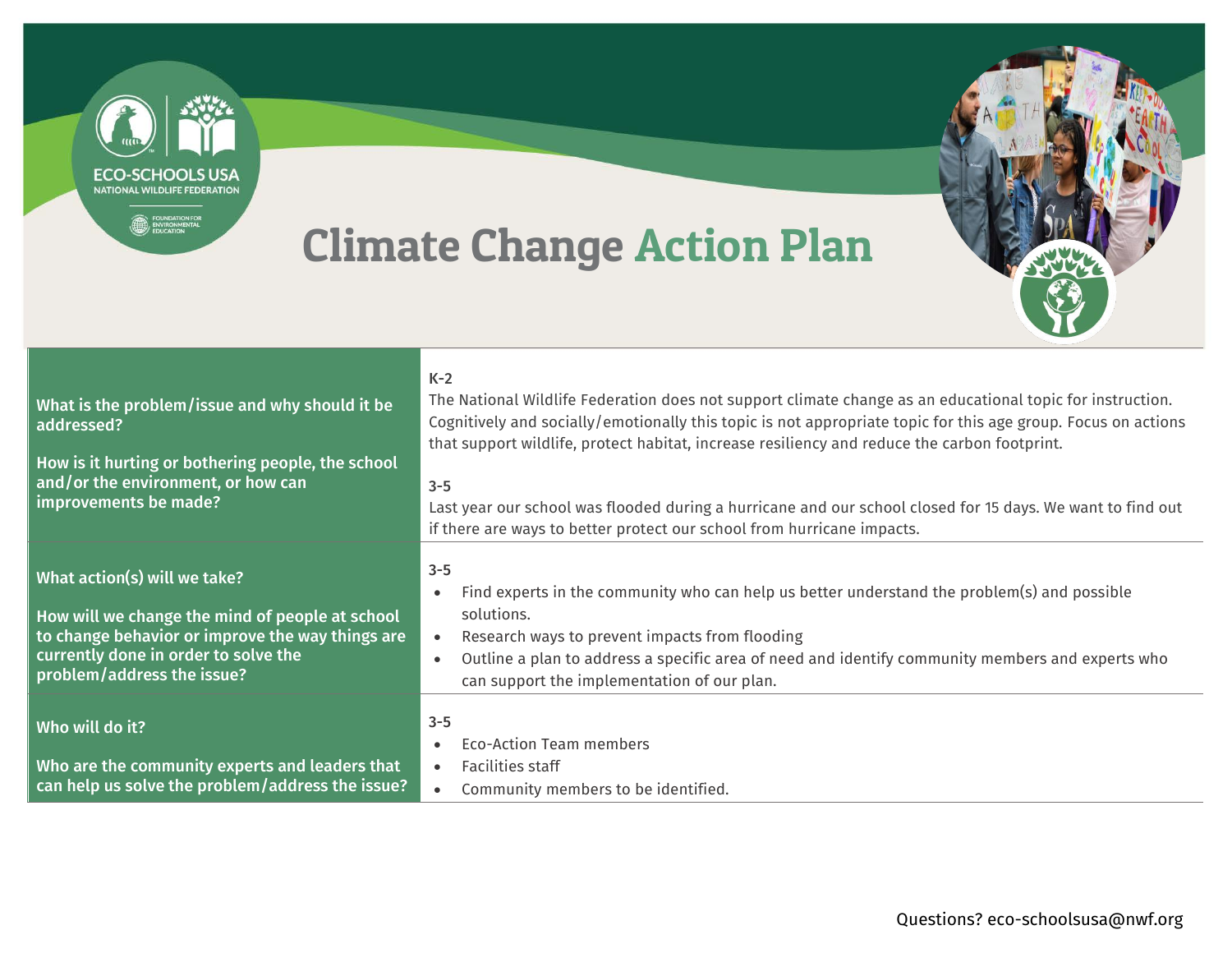# Climate Change Action Plan

| | |
|---|---|
| **What is the problem/issue and why should it be addressed?**<br><br>**How is it hurting or bothering people, the school and/or the environment, or how can improvements be made?** | **K-2**<br>The National Wildlife Federation does not support climate change as an educational topic for instruction. Cognitively and socially/emotionally this topic is not appropriate topic for this age group. Focus on actions that support wildlife, protect habitat, increase resiliency and reduce the carbon footprint.<br><br>**3-5**<br>Last year our school was flooded during a hurricane and our school closed for 15 days. We want to find out if there are ways to better protect our school from hurricane impacts. |
| **What action(s) will we take?**<br><br>**How will we change the mind of people at school to change behavior or improve the way things are currently done in order to solve the problem/address the issue?** | **3-5**<br>• Find experts in the community who can help us better understand the problem(s) and possible solutions.<br>• Research ways to prevent impacts from flooding<br>• Outline a plan to address a specific area of need and identify community members and experts who can support the implementation of our plan. |
| **Who will do it?**<br><br>**Who are the community experts and leaders that can help us solve the problem/address the issue?** | **3-5**<br>• Eco-Action Team members<br>• Facilities staff<br>• Community members to be identified. |

Questions? eco-schoolsusa@nwf.org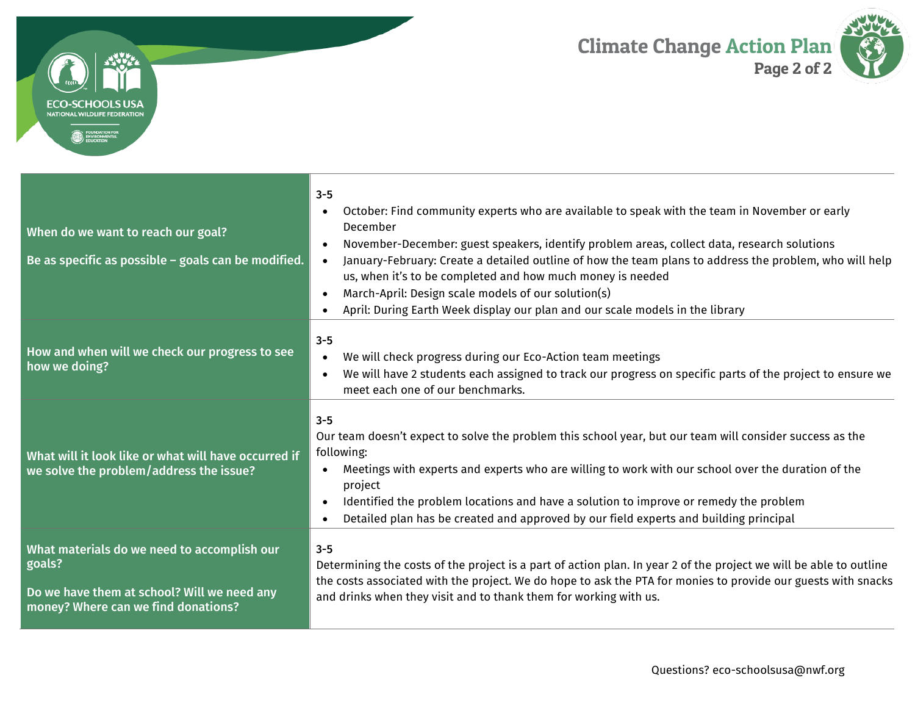| | |
|---|---|
| When do we want to reach our goal?<br><br>Be as specific as possible – goals can be modified. | 3-5<br>• October: Find community experts who are available to speak with the team in November or early December<br>• November-December: guest speakers, identify problem areas, collect data, research solutions<br>• January-February: Create a detailed outline of how the team plans to address the problem, who will help us, when it's to be completed and how much money is needed<br>• March-April: Design scale models of our solution(s)<br>• April: During Earth Week display our plan and our scale models in the library |
| How and when will we check our progress to see how we doing? | 3-5<br>• We will check progress during our Eco-Action team meetings<br>• We will have 2 students each assigned to track our progress on specific parts of the project to ensure we meet each one of our benchmarks. |
| What will it look like or what will have occurred if we solve the problem/address the issue? | 3-5<br>Our team doesn't expect to solve the problem this school year, but our team will consider success as the following:<br>• Meetings with experts and experts who are willing to work with our school over the duration of the project<br>• Identified the problem locations and have a solution to improve or remedy the problem<br>• Detailed plan has be created and approved by our field experts and building principal |
| What materials do we need to accomplish our goals?<br><br>Do we have them at school? Will we need any money? Where can we find donations? | 3-5<br>Determining the costs of the project is a part of action plan. In year 2 of the project we will be able to outline the costs associated with the project. We do hope to ask the PTA for monies to provide our guests with snacks and drinks when they visit and to thank them for working with us. |

Questions? eco-schoolsusa@nwf.org